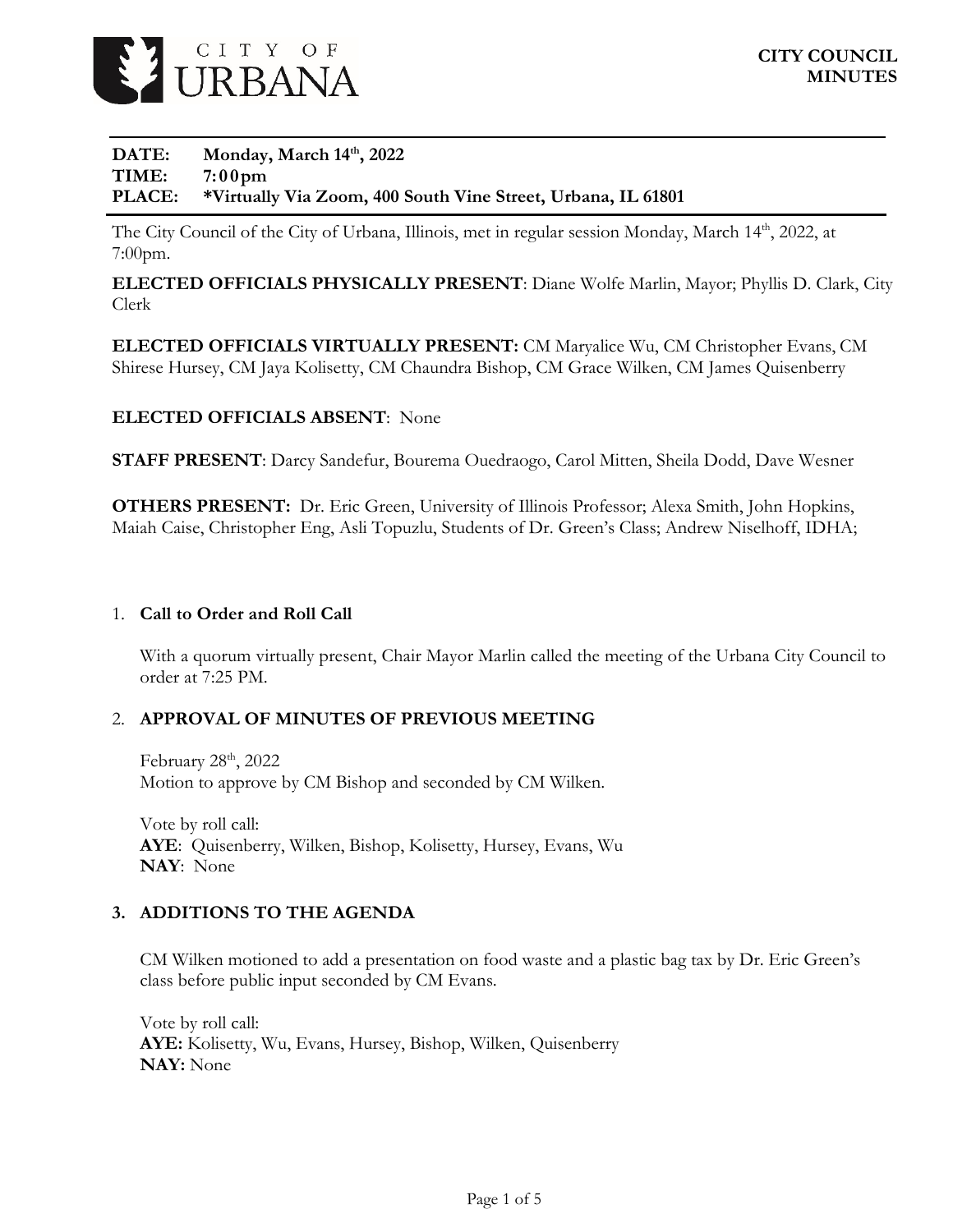CITY OF URBANA

**CITY COUNCIL MINUTES**

**DATE:** **Monday, March 14th, 2022**
**TIME:** **7:00pm**
**PLACE:** **\*Virtually Via Zoom, 400 South Vine Street, Urbana, IL 61801**

The City Council of the City of Urbana, Illinois, met in regular session Monday, March 14th, 2022, at 7:00pm.

**ELECTED OFFICIALS PHYSICALLY PRESENT**: Diane Wolfe Marlin, Mayor; Phyllis D. Clark, City Clerk

**ELECTED OFFICIALS VIRTUALLY PRESENT:** CM Maryalice Wu, CM Christopher Evans, CM Shirese Hursey, CM Jaya Kolisetty, CM Chaundra Bishop, CM Grace Wilken, CM James Quisenberry

**ELECTED OFFICIALS ABSENT**: None

**STAFF PRESENT**: Darcy Sandefur, Bourema Ouedraogo, Carol Mitten, Sheila Dodd, Dave Wesner

**OTHERS PRESENT:** Dr. Eric Green, University of Illinois Professor; Alexa Smith, John Hopkins, Maiah Caise, Christopher Eng, Asli Topuzlu, Students of Dr. Green's Class; Andrew Niselhoff, IDHA;

1. **Call to Order and Roll Call**

   With a quorum virtually present, Chair Mayor Marlin called the meeting of the Urbana City Council to order at 7:25 PM.

2. **APPROVAL OF MINUTES OF PREVIOUS MEETING**

   February 28th, 2022
   Motion to approve by CM Bishop and seconded by CM Wilken.

   Vote by roll call:
   **AYE**: Quisenberry, Wilken, Bishop, Kolisetty, Hursey, Evans, Wu
   **NAY**: None

3. **ADDITIONS TO THE AGENDA**

   CM Wilken motioned to add a presentation on food waste and a plastic bag tax by Dr. Eric Green's class before public input seconded by CM Evans.

   Vote by roll call:
   **AYE:** Kolisetty, Wu, Evans, Hursey, Bishop, Wilken, Quisenberry
   **NAY:** None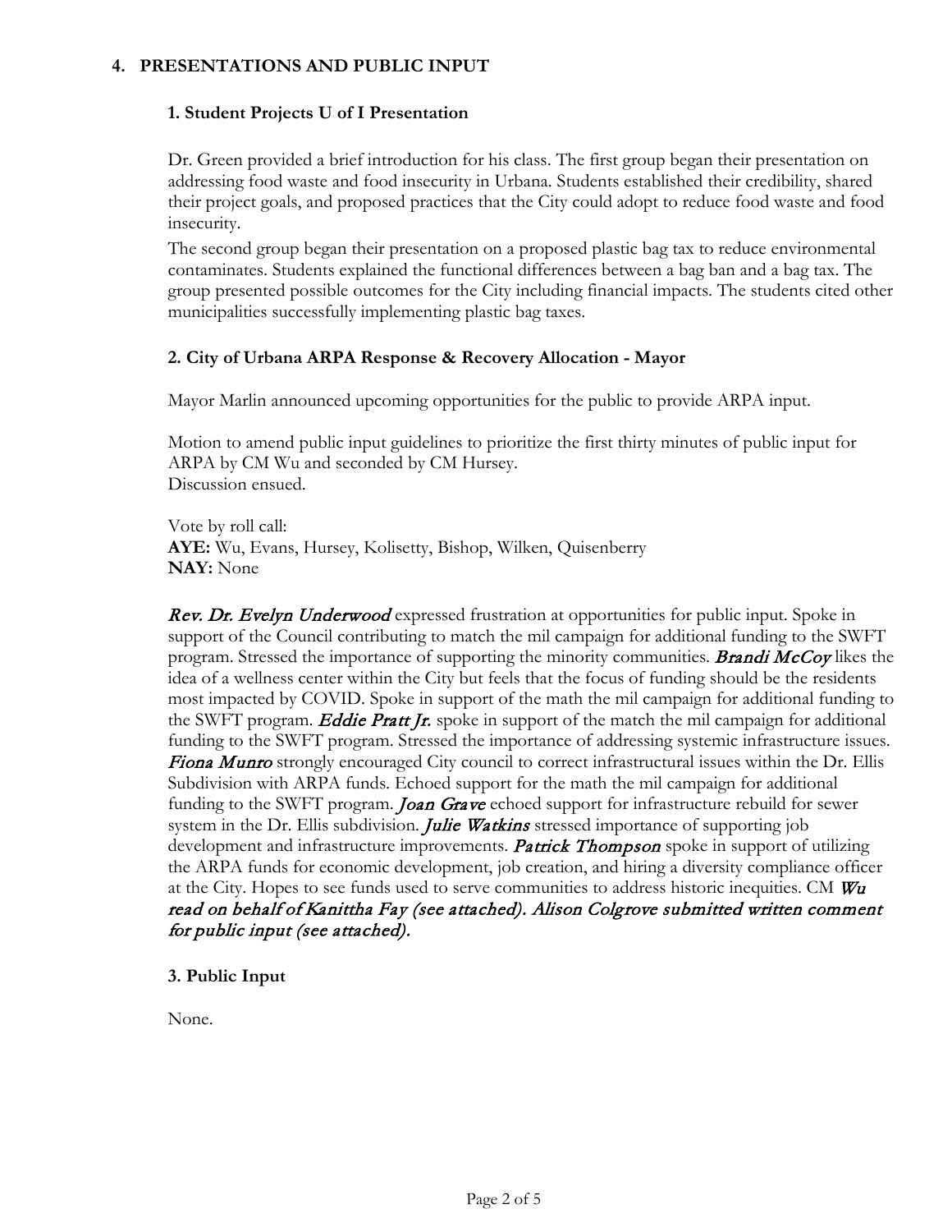## 4. PRESENTATIONS AND PUBLIC INPUT

### 1. Student Projects U of I Presentation

Dr. Green provided a brief introduction for his class. The first group began their presentation on addressing food waste and food insecurity in Urbana. Students established their credibility, shared their project goals, and proposed practices that the City could adopt to reduce food waste and food insecurity.

The second group began their presentation on a proposed plastic bag tax to reduce environmental contaminates. Students explained the functional differences between a bag ban and a bag tax. The group presented possible outcomes for the City including financial impacts. The students cited other municipalities successfully implementing plastic bag taxes.

### 2. City of Urbana ARPA Response & Recovery Allocation - Mayor

Mayor Marlin announced upcoming opportunities for the public to provide ARPA input.

Motion to amend public input guidelines to prioritize the first thirty minutes of public input for ARPA by CM Wu and seconded by CM Hursey.
Discussion ensued.

Vote by roll call:
**AYE:** Wu, Evans, Hursey, Kolisetty, Bishop, Wilken, Quisenberry
**NAY:** None

***Rev. Dr. Evelyn Underwood*** expressed frustration at opportunities for public input. Spoke in support of the Council contributing to match the mil campaign for additional funding to the SWFT program. Stressed the importance of supporting the minority communities. ***Brandi McCoy*** likes the idea of a wellness center within the City but feels that the focus of funding should be the residents most impacted by COVID. Spoke in support of the math the mil campaign for additional funding to the SWFT program. ***Eddie Pratt Jr.*** spoke in support of the match the mil campaign for additional funding to the SWFT program. Stressed the importance of addressing systemic infrastructure issues. ***Fiona Munro*** strongly encouraged City council to correct infrastructural issues within the Dr. Ellis Subdivision with ARPA funds. Echoed support for the math the mil campaign for additional funding to the SWFT program. ***Joan Grave*** echoed support for infrastructure rebuild for sewer system in the Dr. Ellis subdivision. ***Julie Watkins*** stressed importance of supporting job development and infrastructure improvements. ***Patrick Thompson*** spoke in support of utilizing the ARPA funds for economic development, job creation, and hiring a diversity compliance officer at the City. Hopes to see funds used to serve communities to address historic inequities. CM ***Wu*** *read on behalf of Kanittha Fay (see attached). Alison Colgrove submitted written comment for public input (see attached).*

### 3. Public Input

None.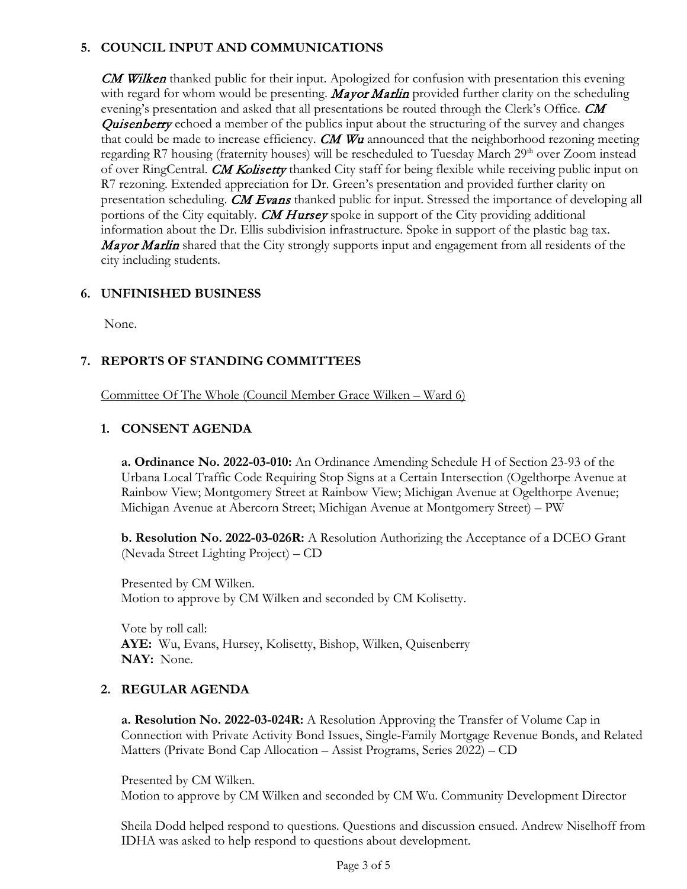## 5. COUNCIL INPUT AND COMMUNICATIONS

***CM Wilken*** thanked public for their input. Apologized for confusion with presentation this evening with regard for whom would be presenting. ***Mayor Marlin*** provided further clarity on the scheduling evening's presentation and asked that all presentations be routed through the Clerk's Office. ***CM Quisenberry*** echoed a member of the publics input about the structuring of the survey and changes that could be made to increase efficiency. ***CM Wu*** announced that the neighborhood rezoning meeting regarding R7 housing (fraternity houses) will be rescheduled to Tuesday March 29th over Zoom instead of over RingCentral. ***CM Kolisetty*** thanked City staff for being flexible while receiving public input on R7 rezoning. Extended appreciation for Dr. Green's presentation and provided further clarity on presentation scheduling. ***CM Evans*** thanked public for input. Stressed the importance of developing all portions of the City equitably. ***CM Hursey*** spoke in support of the City providing additional information about the Dr. Ellis subdivision infrastructure. Spoke in support of the plastic bag tax. ***Mayor Marlin*** shared that the City strongly supports input and engagement from all residents of the city including students.

## 6. UNFINISHED BUSINESS

None.

## 7. REPORTS OF STANDING COMMITTEES

Committee Of The Whole (Council Member Grace Wilken – Ward 6)

### 1. CONSENT AGENDA

**a. Ordinance No. 2022-03-010:** An Ordinance Amending Schedule H of Section 23-93 of the Urbana Local Traffic Code Requiring Stop Signs at a Certain Intersection (Ogelthorpe Avenue at Rainbow View; Montgomery Street at Rainbow View; Michigan Avenue at Ogelthorpe Avenue; Michigan Avenue at Abercorn Street; Michigan Avenue at Montgomery Street) – PW

**b. Resolution No. 2022-03-026R:** A Resolution Authorizing the Acceptance of a DCEO Grant (Nevada Street Lighting Project) – CD

Presented by CM Wilken.
Motion to approve by CM Wilken and seconded by CM Kolisetty.

Vote by roll call:
**AYE:** Wu, Evans, Hursey, Kolisetty, Bishop, Wilken, Quisenberry
**NAY:** None.

### 2. REGULAR AGENDA

**a. Resolution No. 2022-03-024R:** A Resolution Approving the Transfer of Volume Cap in Connection with Private Activity Bond Issues, Single-Family Mortgage Revenue Bonds, and Related Matters (Private Bond Cap Allocation – Assist Programs, Series 2022) – CD

Presented by CM Wilken.
Motion to approve by CM Wilken and seconded by CM Wu. Community Development Director

Sheila Dodd helped respond to questions. Questions and discussion ensued. Andrew Niselhoff from IDHA was asked to help respond to questions about development.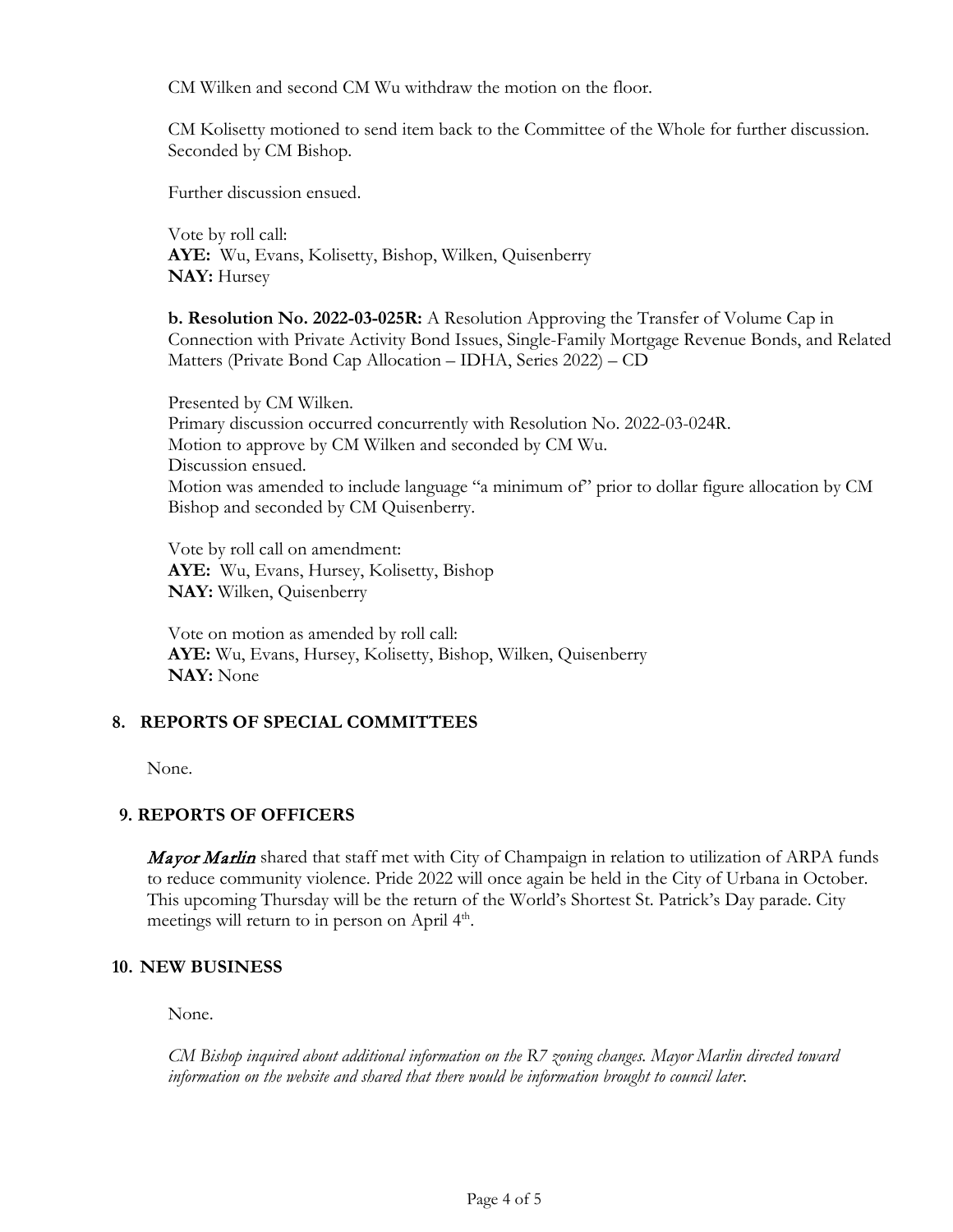CM Wilken and second CM Wu withdraw the motion on the floor.

CM Kolisetty motioned to send item back to the Committee of the Whole for further discussion. Seconded by CM Bishop.

Further discussion ensued.

Vote by roll call:
**AYE:** Wu, Evans, Kolisetty, Bishop, Wilken, Quisenberry
**NAY:** Hursey

**b. Resolution No. 2022-03-025R:** A Resolution Approving the Transfer of Volume Cap in Connection with Private Activity Bond Issues, Single-Family Mortgage Revenue Bonds, and Related Matters (Private Bond Cap Allocation – IDHA, Series 2022) – CD

Presented by CM Wilken.
Primary discussion occurred concurrently with Resolution No. 2022-03-024R.
Motion to approve by CM Wilken and seconded by CM Wu.
Discussion ensued.
Motion was amended to include language "a minimum of" prior to dollar figure allocation by CM Bishop and seconded by CM Quisenberry.

Vote by roll call on amendment:
**AYE:** Wu, Evans, Hursey, Kolisetty, Bishop
**NAY:** Wilken, Quisenberry

Vote on motion as amended by roll call:
**AYE:** Wu, Evans, Hursey, Kolisetty, Bishop, Wilken, Quisenberry
**NAY:** None

## 8. REPORTS OF SPECIAL COMMITTEES

None.

## 9. REPORTS OF OFFICERS

***Mayor Marlin*** shared that staff met with City of Champaign in relation to utilization of ARPA funds to reduce community violence. Pride 2022 will once again be held in the City of Urbana in October. This upcoming Thursday will be the return of the World's Shortest St. Patrick's Day parade. City meetings will return to in person on April 4th.

## 10. NEW BUSINESS

None.

*CM Bishop inquired about additional information on the R7 zoning changes. Mayor Marlin directed toward information on the website and shared that there would be information brought to council later.*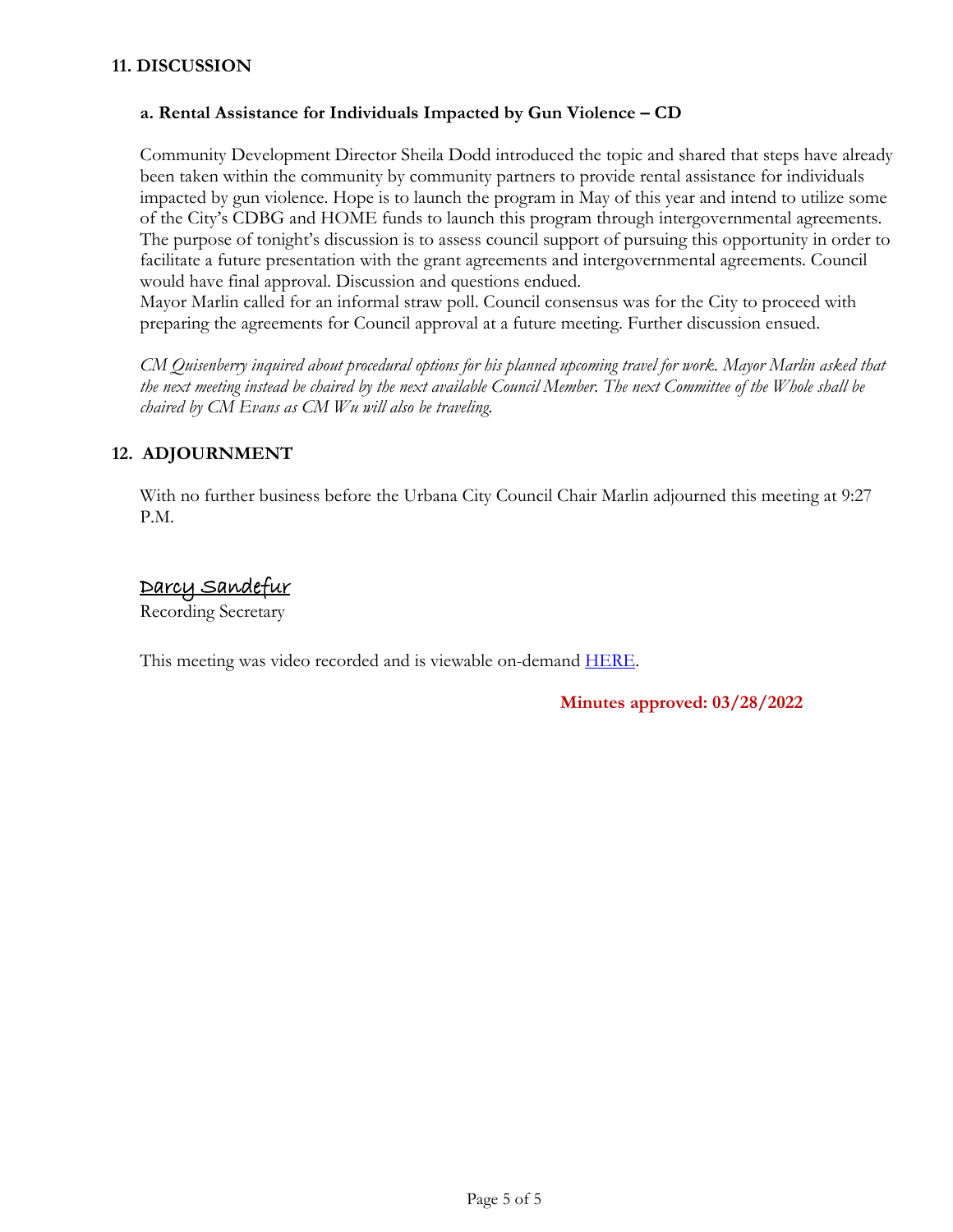## 11. DISCUSSION

### a. Rental Assistance for Individuals Impacted by Gun Violence – CD

Community Development Director Sheila Dodd introduced the topic and shared that steps have already been taken within the community by community partners to provide rental assistance for individuals impacted by gun violence. Hope is to launch the program in May of this year and intend to utilize some of the City's CDBG and HOME funds to launch this program through intergovernmental agreements. The purpose of tonight's discussion is to assess council support of pursuing this opportunity in order to facilitate a future presentation with the grant agreements and intergovernmental agreements. Council would have final approval. Discussion and questions endued.
Mayor Marlin called for an informal straw poll. Council consensus was for the City to proceed with preparing the agreements for Council approval at a future meeting. Further discussion ensued.

*CM Quisenberry inquired about procedural options for his planned upcoming travel for work. Mayor Marlin asked that the next meeting instead be chaired by the next available Council Member. The next Committee of the Whole shall be chaired by CM Evans as CM Wu will also be traveling.*

## 12. ADJOURNMENT

With no further business before the Urbana City Council Chair Marlin adjourned this meeting at 9:27 P.M.

Darcy Sandefur
Recording Secretary

This meeting was video recorded and is viewable on-demand HERE.

**Minutes approved: 03/28/2022**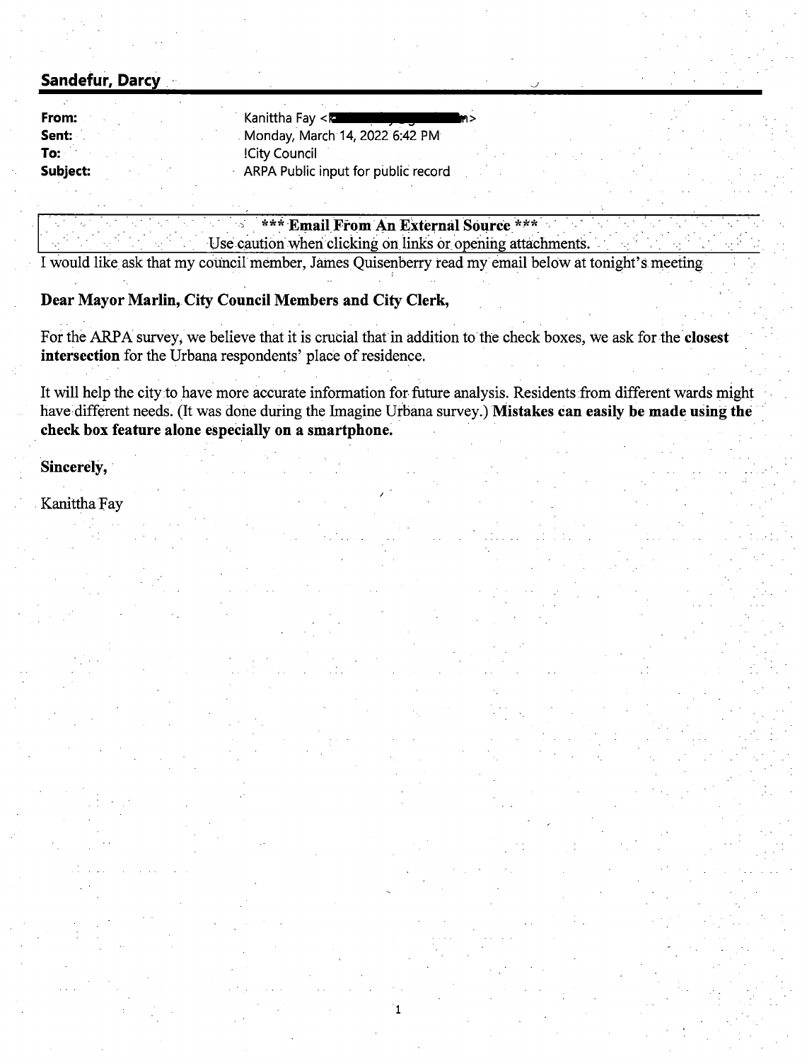## Sandefur, Darcy

| | |
|---|---|
| **From:** | Kanittha Fay < > |
| **Sent:** | Monday, March 14, 2022 6:42 PM |
| **To:** | !City Council |
| **Subject:** | ARPA Public input for public record |

**\*\*\* Email From An External Source \*\*\***
Use caution when clicking on links or opening attachments.

I would like ask that my council member, James Quisenberry read my email below at tonight's meeting

**Dear Mayor Marlin, City Council Members and City Clerk,**

For the ARPA survey, we believe that it is crucial that in addition to the check boxes, we ask for the **closest intersection** for the Urbana respondents' place of residence.

It will help the city to have more accurate information for future analysis. Residents from different wards might have different needs. (It was done during the Imagine Urbana survey.) **Mistakes can easily be made using the check box feature alone especially on a smartphone.**

**Sincerely,**

Kanittha Fay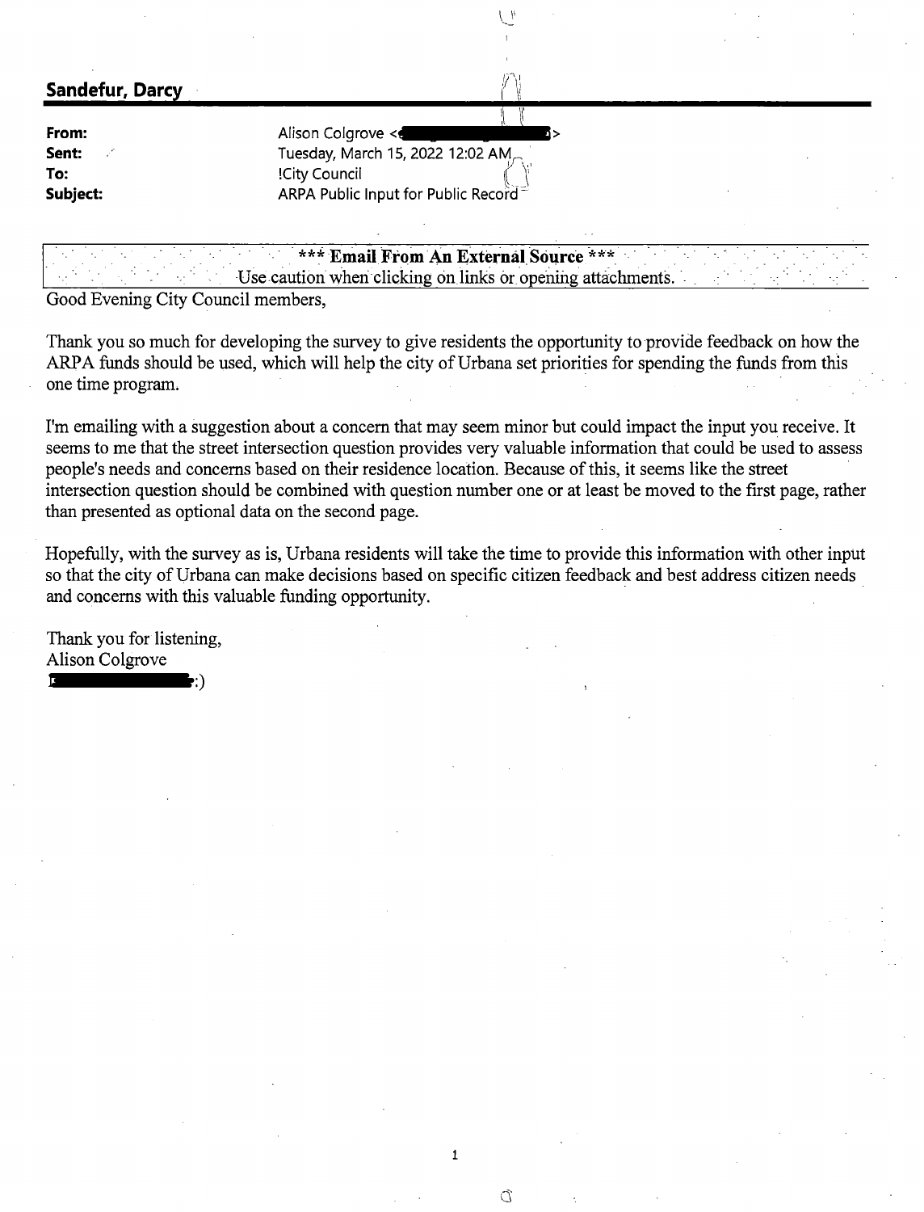**Sandefur, Darcy**

| | |
|---|---|
| **From:** | Alison Colgrove <[redacted]> |
| **Sent:** | Tuesday, March 15, 2022 12:02 AM |
| **To:** | !City Council |
| **Subject:** | ARPA Public Input for Public Record |

*** **Email From An External Source** ***
Use caution when clicking on links or opening attachments.

Good Evening City Council members,

Thank you so much for developing the survey to give residents the opportunity to provide feedback on how the ARPA funds should be used, which will help the city of Urbana set priorities for spending the funds from this one time program.

I'm emailing with a suggestion about a concern that may seem minor but could impact the input you receive. It seems to me that the street intersection question provides very valuable information that could be used to assess people's needs and concerns based on their residence location. Because of this, it seems like the street intersection question should be combined with question number one or at least be moved to the first page, rather than presented as optional data on the second page.

Hopefully, with the survey as is, Urbana residents will take the time to provide this information with other input so that the city of Urbana can make decisions based on specific citizen feedback and best address citizen needs and concerns with this valuable funding opportunity.

Thank you for listening,
Alison Colgrove
[redacted]:)